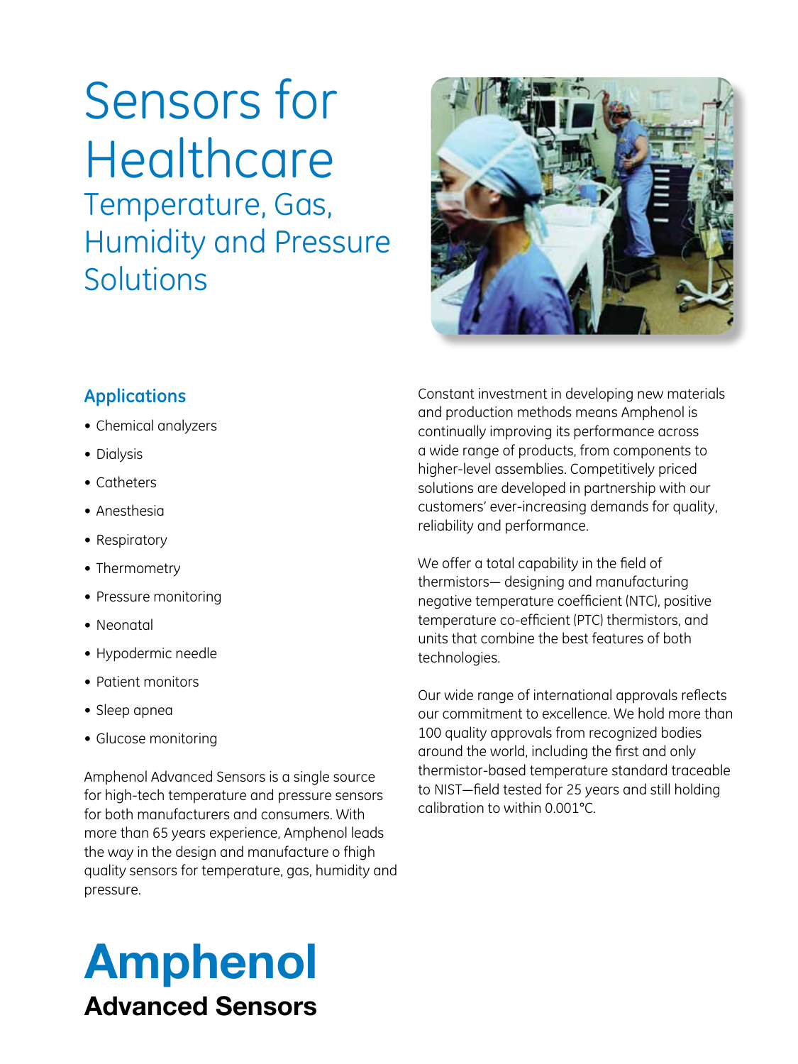# Sensors for Healthcare

## Temperature, Gas, Humidity and Pressure Solutions

### Applications

- Chemical analyzers
- Dialysis
- Catheters
- Anesthesia
- Respiratory
- Thermometry
- Pressure monitoring
- Neonatal
- Hypodermic needle
- Patient monitors
- Sleep apnea
- Glucose monitoring

Amphenol Advanced Sensors is a single source for high-tech temperature and pressure sensors for both manufacturers and consumers. With more than 65 years experience, Amphenol leads the way in the design and manufacture o fhigh quality sensors for temperature, gas, humidity and pressure.

Constant investment in developing new materials and production methods means Amphenol is continually improving its performance across a wide range of products, from components to higher-level assemblies. Competitively priced solutions are developed in partnership with our customers' ever-increasing demands for quality, reliability and performance.

We offer a total capability in the field of thermistors— designing and manufacturing negative temperature coefficient (NTC), positive temperature co-efficient (PTC) thermistors, and units that combine the best features of both technologies.

Our wide range of international approvals reflects our commitment to excellence. We hold more than 100 quality approvals from recognized bodies around the world, including the first and only thermistor-based temperature standard traceable to NIST—field tested for 25 years and still holding calibration to within 0.001°C.

**Amphenol**
**Advanced Sensors**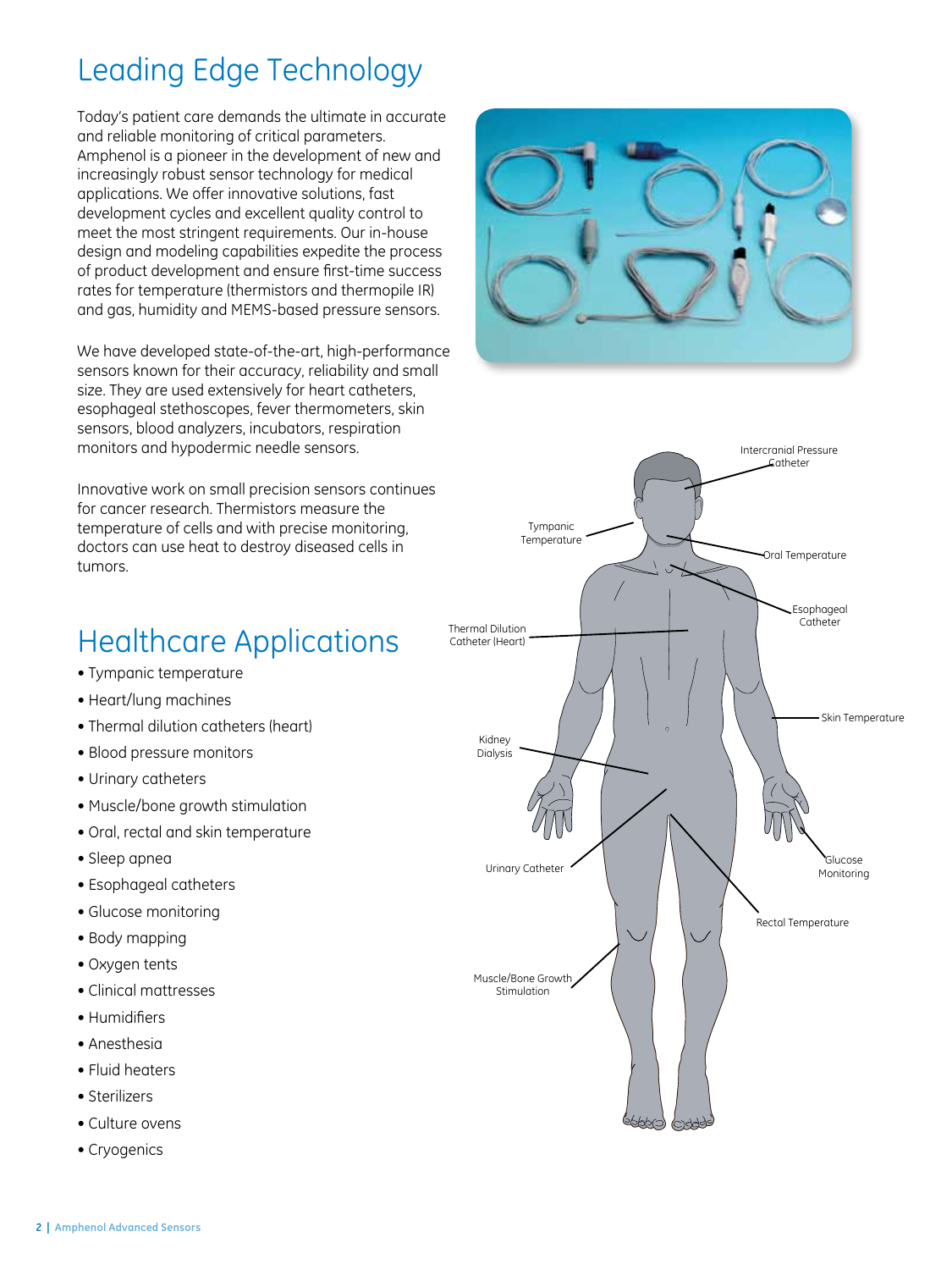# Leading Edge Technology

Today's patient care demands the ultimate in accurate and reliable monitoring of critical parameters. Amphenol is a pioneer in the development of new and increasingly robust sensor technology for medical applications. We offer innovative solutions, fast development cycles and excellent quality control to meet the most stringent requirements. Our in-house design and modeling capabilities expedite the process of product development and ensure first-time success rates for temperature (thermistors and thermopile IR) and gas, humidity and MEMS-based pressure sensors.

We have developed state-of-the-art, high-performance sensors known for their accuracy, reliability and small size. They are used extensively for heart catheters, esophageal stethoscopes, fever thermometers, skin sensors, blood analyzers, incubators, respiration monitors and hypodermic needle sensors.

Innovative work on small precision sensors continues for cancer research. Thermistors measure the temperature of cells and with precise monitoring, doctors can use heat to destroy diseased cells in tumors.

## Healthcare Applications

- Tympanic temperature
- Heart/lung machines
- Thermal dilution catheters (heart)
- Blood pressure monitors
- Urinary catheters
- Muscle/bone growth stimulation
- Oral, rectal and skin temperature
- Sleep apnea
- Esophageal catheters
- Glucose monitoring
- Body mapping
- Oxygen tents
- Clinical mattresses
- Humidifiers
- Anesthesia
- Fluid heaters
- Sterilizers
- Culture ovens
- Cryogenics

Intercranial Pressure Catheter

Tympanic Temperature

Oral Temperature

Esophageal Catheter

Thermal Dilution Catheter (Heart)

Skin Temperature

Kidney Dialysis

Glucose Monitoring

Urinary Catheter

Rectal Temperature

Muscle/Bone Growth Stimulation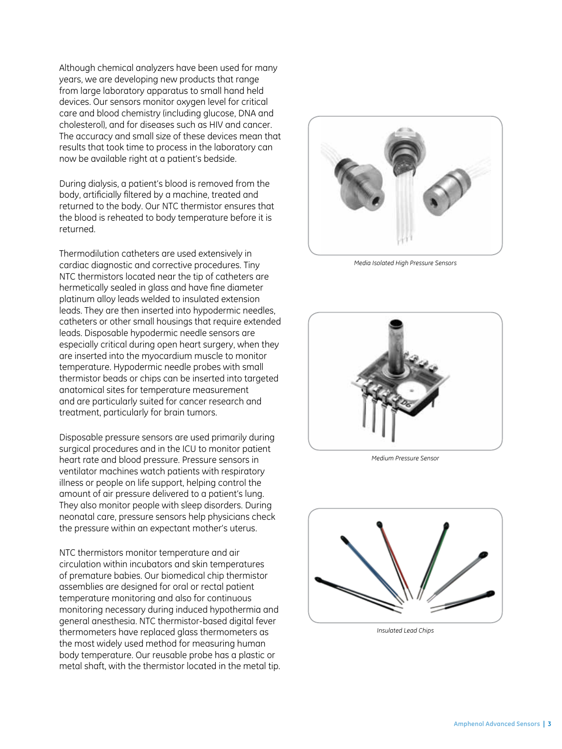Although chemical analyzers have been used for many years, we are developing new products that range from large laboratory apparatus to small hand held devices. Our sensors monitor oxygen level for critical care and blood chemistry (including glucose, DNA and cholesterol), and for diseases such as HIV and cancer. The accuracy and small size of these devices mean that results that took time to process in the laboratory can now be available right at a patient's bedside.

During dialysis, a patient's blood is removed from the body, artificially filtered by a machine, treated and returned to the body. Our NTC thermistor ensures that the blood is reheated to body temperature before it is returned.

Thermodilution catheters are used extensively in cardiac diagnostic and corrective procedures. Tiny NTC thermistors located near the tip of catheters are hermetically sealed in glass and have fine diameter platinum alloy leads welded to insulated extension leads. They are then inserted into hypodermic needles, catheters or other small housings that require extended leads. Disposable hypodermic needle sensors are especially critical during open heart surgery, when they are inserted into the myocardium muscle to monitor temperature. Hypodermic needle probes with small thermistor beads or chips can be inserted into targeted anatomical sites for temperature measurement and are particularly suited for cancer research and treatment, particularly for brain tumors.

Disposable pressure sensors are used primarily during surgical procedures and in the ICU to monitor patient heart rate and blood pressure. Pressure sensors in ventilator machines watch patients with respiratory illness or people on life support, helping control the amount of air pressure delivered to a patient's lung. They also monitor people with sleep disorders. During neonatal care, pressure sensors help physicians check the pressure within an expectant mother's uterus.

NTC thermistors monitor temperature and air circulation within incubators and skin temperatures of premature babies. Our biomedical chip thermistor assemblies are designed for oral or rectal patient temperature monitoring and also for continuous monitoring necessary during induced hypothermia and general anesthesia. NTC thermistor-based digital fever thermometers have replaced glass thermometers as the most widely used method for measuring human body temperature. Our reusable probe has a plastic or metal shaft, with the thermistor located in the metal tip.

*Media Isolated High Pressure Sensors*

*Medium Pressure Sensor*

*Insulated Lead Chips*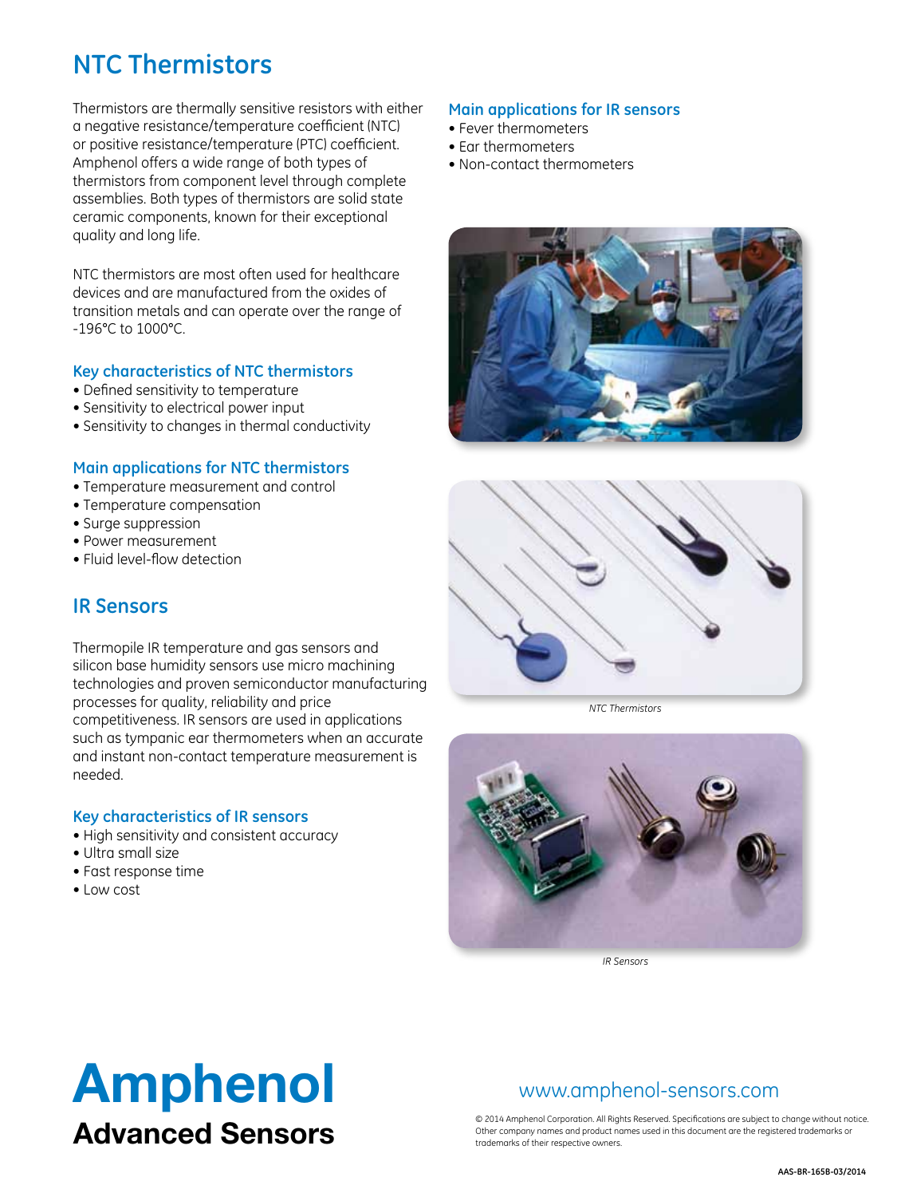# NTC Thermistors

Thermistors are thermally sensitive resistors with either a negative resistance/temperature coefficient (NTC) or positive resistance/temperature (PTC) coefficient. Amphenol offers a wide range of both types of thermistors from component level through complete assemblies. Both types of thermistors are solid state ceramic components, known for their exceptional quality and long life.

NTC thermistors are most often used for healthcare devices and are manufactured from the oxides of transition metals and can operate over the range of -196°C to 1000°C.

### Key characteristics of NTC thermistors

- Defined sensitivity to temperature
- Sensitivity to electrical power input
- Sensitivity to changes in thermal conductivity

### Main applications for NTC thermistors

- Temperature measurement and control
- Temperature compensation
- Surge suppression
- Power measurement
- Fluid level-flow detection

## IR Sensors

Thermopile IR temperature and gas sensors and silicon base humidity sensors use micro machining technologies and proven semiconductor manufacturing processes for quality, reliability and price competitiveness. IR sensors are used in applications such as tympanic ear thermometers when an accurate and instant non-contact temperature measurement is needed.

### Key characteristics of IR sensors

- High sensitivity and consistent accuracy
- Ultra small size
- Fast response time
- Low cost

### Main applications for IR sensors

- Fever thermometers
- Ear thermometers
- Non-contact thermometers

*NTC Thermistors*

*IR Sensors*

**Amphenol**
**Advanced Sensors**

www.amphenol-sensors.com

© 2014 Amphenol Corporation. All Rights Reserved. Specifications are subject to change without notice. Other company names and product names used in this document are the registered trademarks or trademarks of their respective owners.

AAS-BR-165B-03/2014